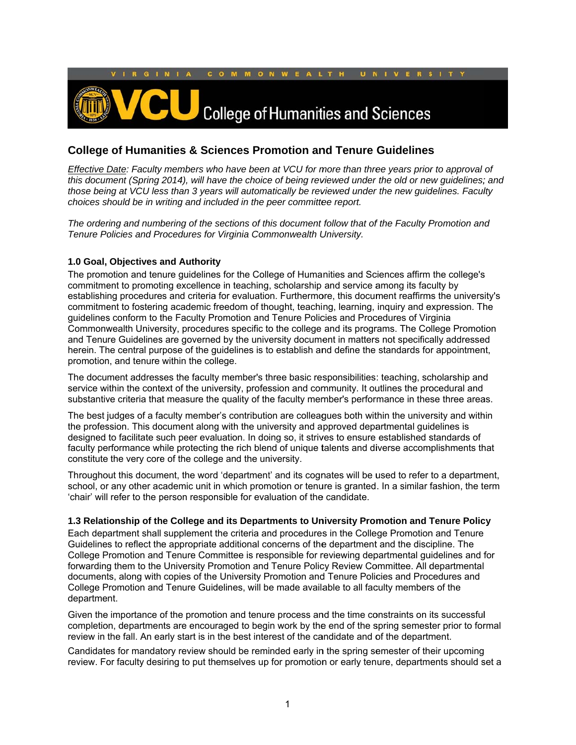VIRGINIA COMMONWEALTH UNIVERSITY

VCU College of Humanities and Sciences

## College of Humanities & Sciences Promotion and Tenure Guidelines

*Effective Date: Faculty members who have been at VCU for more than three years prior to approval of this document (Spring 2014), will have the choice of being reviewed under the old or new guidelines; and those being at VCU less than 3 years will automatically be reviewed under the new guidelines. Faculty choices should be in writing and included in the peer committee report.*

*The ordering and numbering of the sections of this document follow that of the Faculty Promotion and Tenure Policies and Procedures for Virginia Commonwealth University.*

### 1.0 Goal, Objectives and Authority

The promotion and tenure guidelines for the College of Humanities and Sciences affirm the college's commitment to promoting excellence in teaching, scholarship and service among its faculty by establishing procedures and criteria for evaluation. Furthermore, this document reaffirms the university's commitment to fostering academic freedom of thought, teaching, learning, inquiry and expression. The guidelines conform to the Faculty Promotion and Tenure Policies and Procedures of Virginia Commonwealth University, procedures specific to the college and its programs. The College Promotion and Tenure Guidelines are governed by the university document in matters not specifically addressed herein. The central purpose of the guidelines is to establish and define the standards for appointment, promotion, and tenure within the college.

The document addresses the faculty member's three basic responsibilities: teaching, scholarship and service within the context of the university, profession and community. It outlines the procedural and substantive criteria that measure the quality of the faculty member's performance in these three areas.

The best judges of a faculty member's contribution are colleagues both within the university and within the profession. This document along with the university and approved departmental guidelines is designed to facilitate such peer evaluation. In doing so, it strives to ensure established standards of faculty performance while protecting the rich blend of unique talents and diverse accomplishments that constitute the very core of the college and the university.

Throughout this document, the word 'department' and its cognates will be used to refer to a department, school, or any other academic unit in which promotion or tenure is granted. In a similar fashion, the term 'chair' will refer to the person responsible for evaluation of the candidate.

### 1.3 Relationship of the College and its Departments to University Promotion and Tenure Policy

Each department shall supplement the criteria and procedures in the College Promotion and Tenure Guidelines to reflect the appropriate additional concerns of the department and the discipline. The College Promotion and Tenure Committee is responsible for reviewing departmental guidelines and for forwarding them to the University Promotion and Tenure Policy Review Committee. All departmental documents, along with copies of the University Promotion and Tenure Policies and Procedures and College Promotion and Tenure Guidelines, will be made available to all faculty members of the department.

Given the importance of the promotion and tenure process and the time constraints on its successful completion, departments are encouraged to begin work by the end of the spring semester prior to formal review in the fall. An early start is in the best interest of the candidate and of the department.

Candidates for mandatory review should be reminded early in the spring semester of their upcoming review. For faculty desiring to put themselves up for promotion or early tenure, departments should set a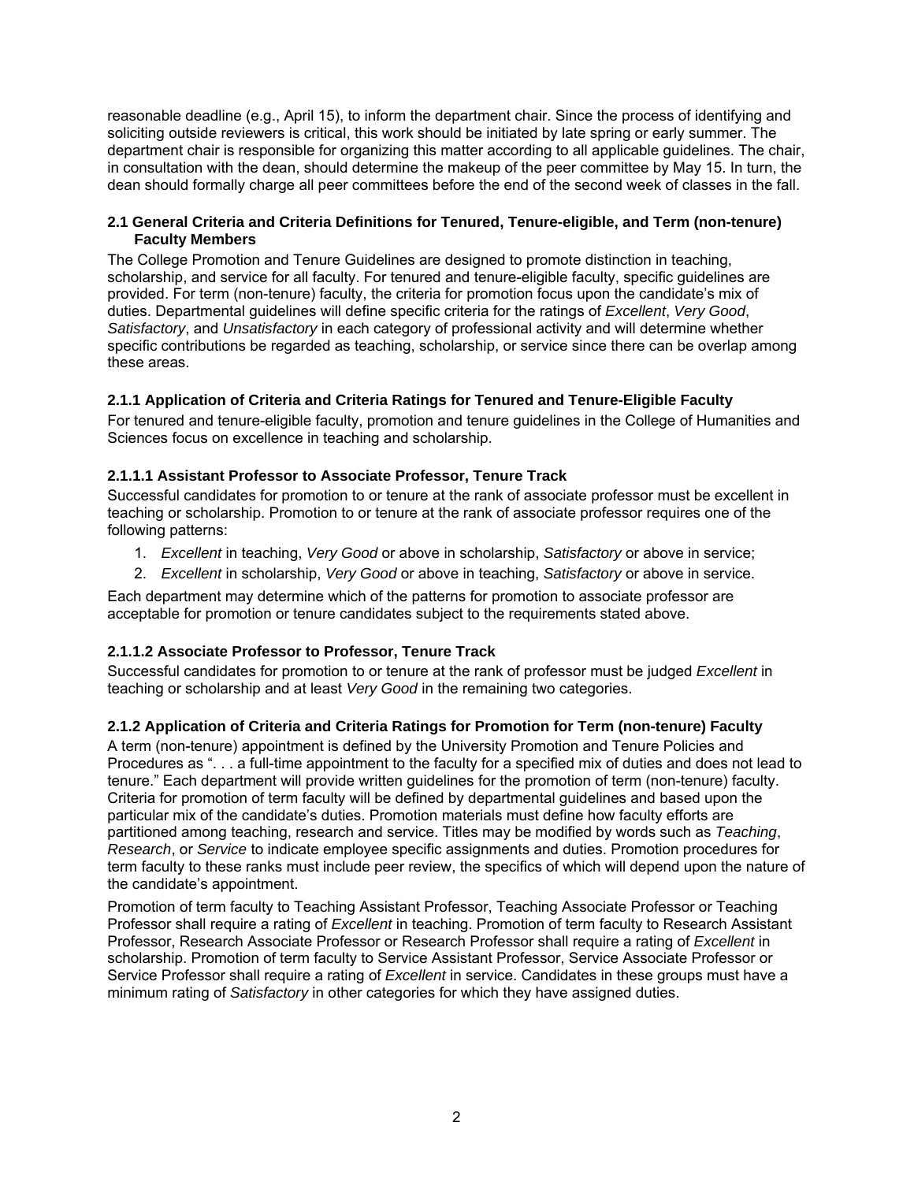reasonable deadline (e.g., April 15), to inform the department chair. Since the process of identifying and soliciting outside reviewers is critical, this work should be initiated by late spring or early summer. The department chair is responsible for organizing this matter according to all applicable guidelines. The chair, in consultation with the dean, should determine the makeup of the peer committee by May 15. In turn, the dean should formally charge all peer committees before the end of the second week of classes in the fall.

#### 2.1 General Criteria and Criteria Definitions for Tenured, Tenure-eligible, and Term (non-tenure) Faculty Members

The College Promotion and Tenure Guidelines are designed to promote distinction in teaching, scholarship, and service for all faculty. For tenured and tenure-eligible faculty, specific guidelines are provided. For term (non-tenure) faculty, the criteria for promotion focus upon the candidate's mix of duties. Departmental guidelines will define specific criteria for the ratings of *Excellent*, *Very Good*, *Satisfactory*, and *Unsatisfactory* in each category of professional activity and will determine whether specific contributions be regarded as teaching, scholarship, or service since there can be overlap among these areas.

#### 2.1.1 Application of Criteria and Criteria Ratings for Tenured and Tenure-Eligible Faculty

For tenured and tenure-eligible faculty, promotion and tenure guidelines in the College of Humanities and Sciences focus on excellence in teaching and scholarship.

#### 2.1.1.1 Assistant Professor to Associate Professor, Tenure Track

Successful candidates for promotion to or tenure at the rank of associate professor must be excellent in teaching or scholarship. Promotion to or tenure at the rank of associate professor requires one of the following patterns:

1. *Excellent* in teaching, *Very Good* or above in scholarship, *Satisfactory* or above in service;
2. *Excellent* in scholarship, *Very Good* or above in teaching, *Satisfactory* or above in service.

Each department may determine which of the patterns for promotion to associate professor are acceptable for promotion or tenure candidates subject to the requirements stated above.

#### 2.1.1.2 Associate Professor to Professor, Tenure Track

Successful candidates for promotion to or tenure at the rank of professor must be judged *Excellent* in teaching or scholarship and at least *Very Good* in the remaining two categories.

#### 2.1.2 Application of Criteria and Criteria Ratings for Promotion for Term (non-tenure) Faculty

A term (non-tenure) appointment is defined by the University Promotion and Tenure Policies and Procedures as ". . . a full-time appointment to the faculty for a specified mix of duties and does not lead to tenure." Each department will provide written guidelines for the promotion of term (non-tenure) faculty. Criteria for promotion of term faculty will be defined by departmental guidelines and based upon the particular mix of the candidate's duties. Promotion materials must define how faculty efforts are partitioned among teaching, research and service. Titles may be modified by words such as *Teaching*, *Research*, or *Service* to indicate employee specific assignments and duties. Promotion procedures for term faculty to these ranks must include peer review, the specifics of which will depend upon the nature of the candidate's appointment.

Promotion of term faculty to Teaching Assistant Professor, Teaching Associate Professor or Teaching Professor shall require a rating of *Excellent* in teaching. Promotion of term faculty to Research Assistant Professor, Research Associate Professor or Research Professor shall require a rating of *Excellent* in scholarship. Promotion of term faculty to Service Assistant Professor, Service Associate Professor or Service Professor shall require a rating of *Excellent* in service. Candidates in these groups must have a minimum rating of *Satisfactory* in other categories for which they have assigned duties.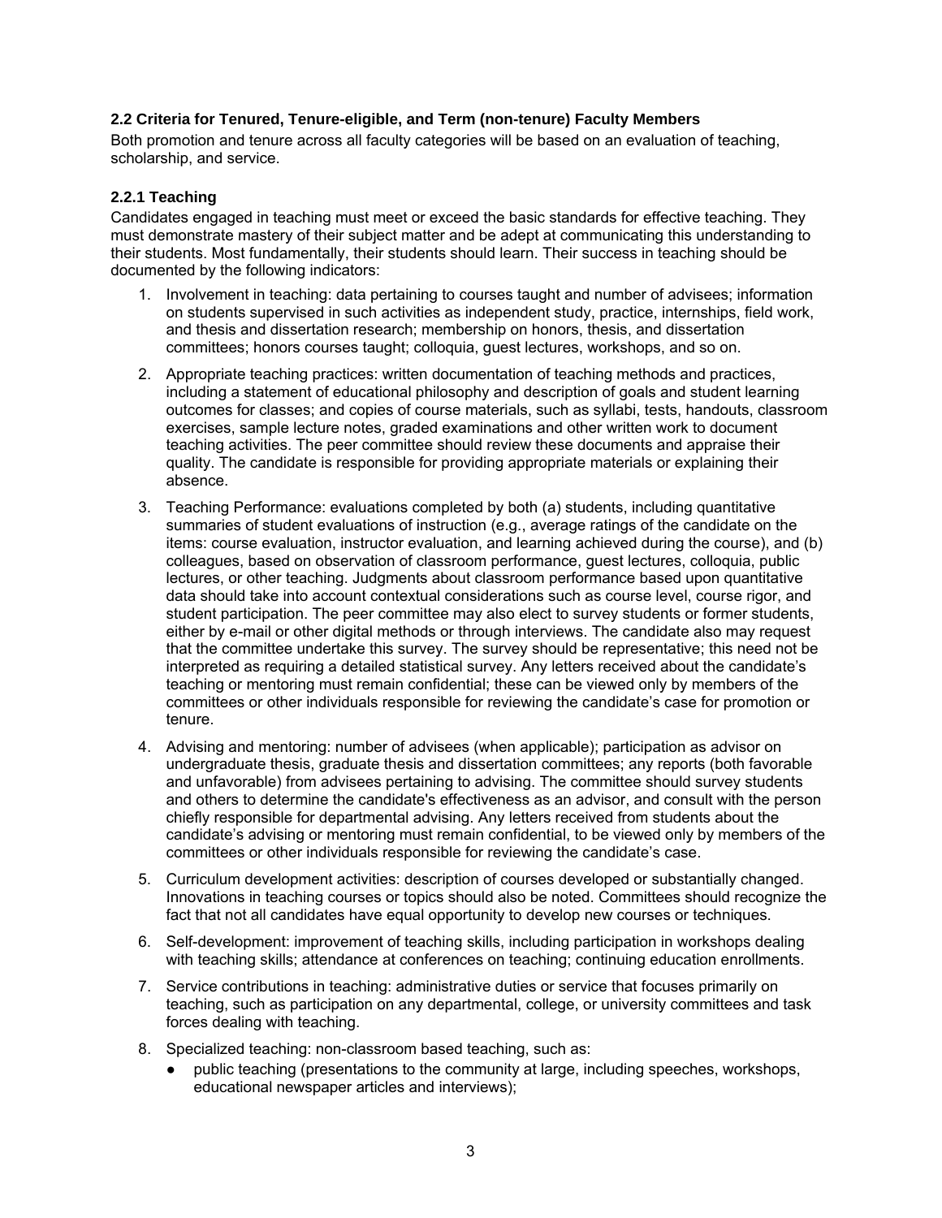### 2.2 Criteria for Tenured, Tenure-eligible, and Term (non-tenure) Faculty Members

Both promotion and tenure across all faculty categories will be based on an evaluation of teaching, scholarship, and service.

#### 2.2.1 Teaching

Candidates engaged in teaching must meet or exceed the basic standards for effective teaching. They must demonstrate mastery of their subject matter and be adept at communicating this understanding to their students. Most fundamentally, their students should learn. Their success in teaching should be documented by the following indicators:

1. Involvement in teaching: data pertaining to courses taught and number of advisees; information on students supervised in such activities as independent study, practice, internships, field work, and thesis and dissertation research; membership on honors, thesis, and dissertation committees; honors courses taught; colloquia, guest lectures, workshops, and so on.

2. Appropriate teaching practices: written documentation of teaching methods and practices, including a statement of educational philosophy and description of goals and student learning outcomes for classes; and copies of course materials, such as syllabi, tests, handouts, classroom exercises, sample lecture notes, graded examinations and other written work to document teaching activities. The peer committee should review these documents and appraise their quality. The candidate is responsible for providing appropriate materials or explaining their absence.

3. Teaching Performance: evaluations completed by both (a) students, including quantitative summaries of student evaluations of instruction (e.g., average ratings of the candidate on the items: course evaluation, instructor evaluation, and learning achieved during the course), and (b) colleagues, based on observation of classroom performance, guest lectures, colloquia, public lectures, or other teaching. Judgments about classroom performance based upon quantitative data should take into account contextual considerations such as course level, course rigor, and student participation. The peer committee may also elect to survey students or former students, either by e-mail or other digital methods or through interviews. The candidate also may request that the committee undertake this survey. The survey should be representative; this need not be interpreted as requiring a detailed statistical survey. Any letters received about the candidate's teaching or mentoring must remain confidential; these can be viewed only by members of the committees or other individuals responsible for reviewing the candidate's case for promotion or tenure.

4. Advising and mentoring: number of advisees (when applicable); participation as advisor on undergraduate thesis, graduate thesis and dissertation committees; any reports (both favorable and unfavorable) from advisees pertaining to advising. The committee should survey students and others to determine the candidate's effectiveness as an advisor, and consult with the person chiefly responsible for departmental advising. Any letters received from students about the candidate's advising or mentoring must remain confidential, to be viewed only by members of the committees or other individuals responsible for reviewing the candidate's case.

5. Curriculum development activities: description of courses developed or substantially changed. Innovations in teaching courses or topics should also be noted. Committees should recognize the fact that not all candidates have equal opportunity to develop new courses or techniques.

6. Self-development: improvement of teaching skills, including participation in workshops dealing with teaching skills; attendance at conferences on teaching; continuing education enrollments.

7. Service contributions in teaching: administrative duties or service that focuses primarily on teaching, such as participation on any departmental, college, or university committees and task forces dealing with teaching.

8. Specialized teaching: non-classroom based teaching, such as:
   - public teaching (presentations to the community at large, including speeches, workshops, educational newspaper articles and interviews);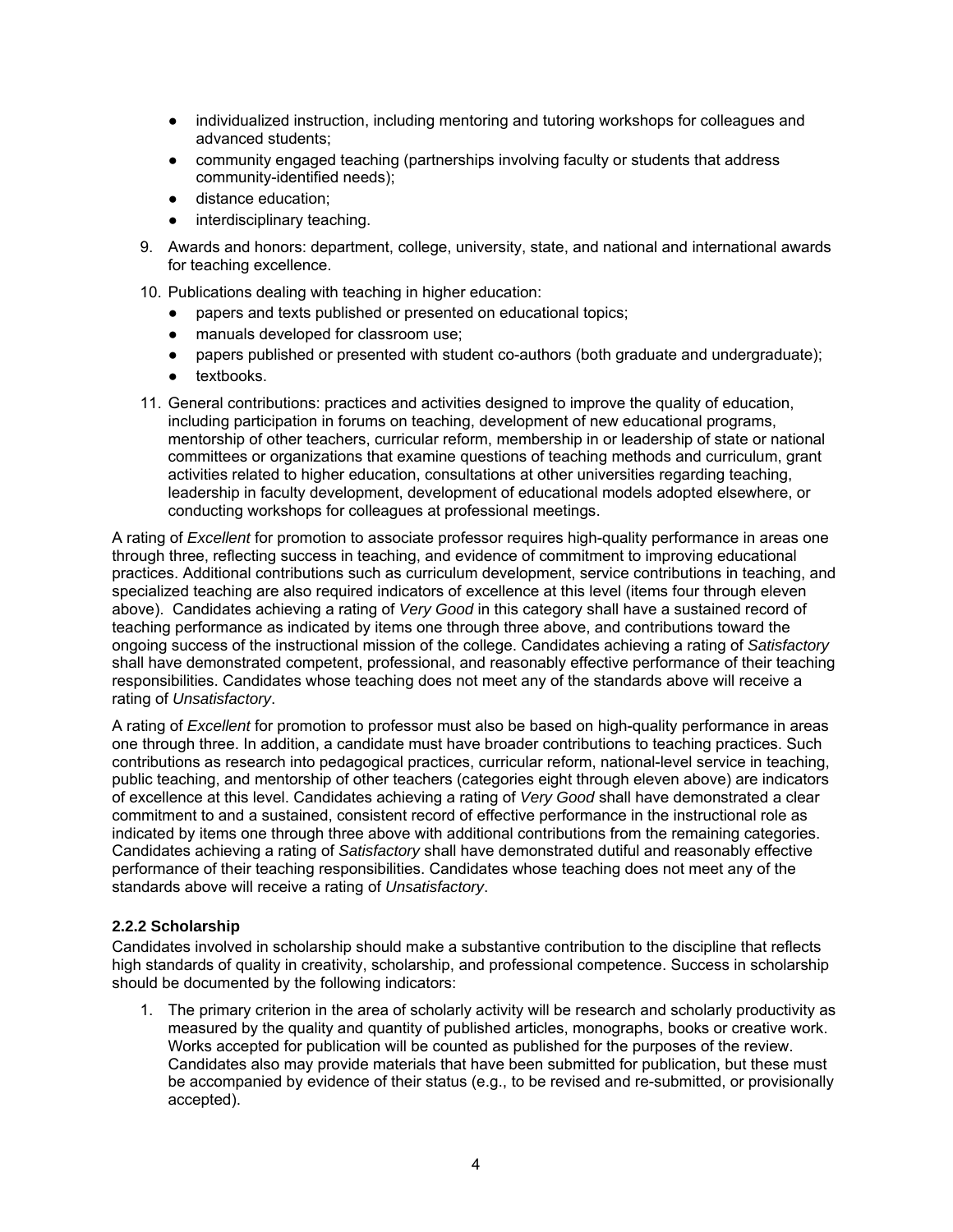- individualized instruction, including mentoring and tutoring workshops for colleagues and advanced students;
- community engaged teaching (partnerships involving faculty or students that address community-identified needs);
- distance education;
- interdisciplinary teaching.

9. Awards and honors: department, college, university, state, and national and international awards for teaching excellence.
10. Publications dealing with teaching in higher education:
    - papers and texts published or presented on educational topics;
    - manuals developed for classroom use;
    - papers published or presented with student co-authors (both graduate and undergraduate);
    - textbooks.
11. General contributions: practices and activities designed to improve the quality of education, including participation in forums on teaching, development of new educational programs, mentorship of other teachers, curricular reform, membership in or leadership of state or national committees or organizations that examine questions of teaching methods and curriculum, grant activities related to higher education, consultations at other universities regarding teaching, leadership in faculty development, development of educational models adopted elsewhere, or conducting workshops for colleagues at professional meetings.

A rating of *Excellent* for promotion to associate professor requires high-quality performance in areas one through three, reflecting success in teaching, and evidence of commitment to improving educational practices. Additional contributions such as curriculum development, service contributions in teaching, and specialized teaching are also required indicators of excellence at this level (items four through eleven above). Candidates achieving a rating of *Very Good* in this category shall have a sustained record of teaching performance as indicated by items one through three above, and contributions toward the ongoing success of the instructional mission of the college. Candidates achieving a rating of *Satisfactory* shall have demonstrated competent, professional, and reasonably effective performance of their teaching responsibilities. Candidates whose teaching does not meet any of the standards above will receive a rating of *Unsatisfactory*.

A rating of *Excellent* for promotion to professor must also be based on high-quality performance in areas one through three. In addition, a candidate must have broader contributions to teaching practices. Such contributions as research into pedagogical practices, curricular reform, national-level service in teaching, public teaching, and mentorship of other teachers (categories eight through eleven above) are indicators of excellence at this level. Candidates achieving a rating of *Very Good* shall have demonstrated a clear commitment to and a sustained, consistent record of effective performance in the instructional role as indicated by items one through three above with additional contributions from the remaining categories. Candidates achieving a rating of *Satisfactory* shall have demonstrated dutiful and reasonably effective performance of their teaching responsibilities. Candidates whose teaching does not meet any of the standards above will receive a rating of *Unsatisfactory*.

### 2.2.2 Scholarship

Candidates involved in scholarship should make a substantive contribution to the discipline that reflects high standards of quality in creativity, scholarship, and professional competence. Success in scholarship should be documented by the following indicators:

1. The primary criterion in the area of scholarly activity will be research and scholarly productivity as measured by the quality and quantity of published articles, monographs, books or creative work. Works accepted for publication will be counted as published for the purposes of the review. Candidates also may provide materials that have been submitted for publication, but these must be accompanied by evidence of their status (e.g., to be revised and re-submitted, or provisionally accepted).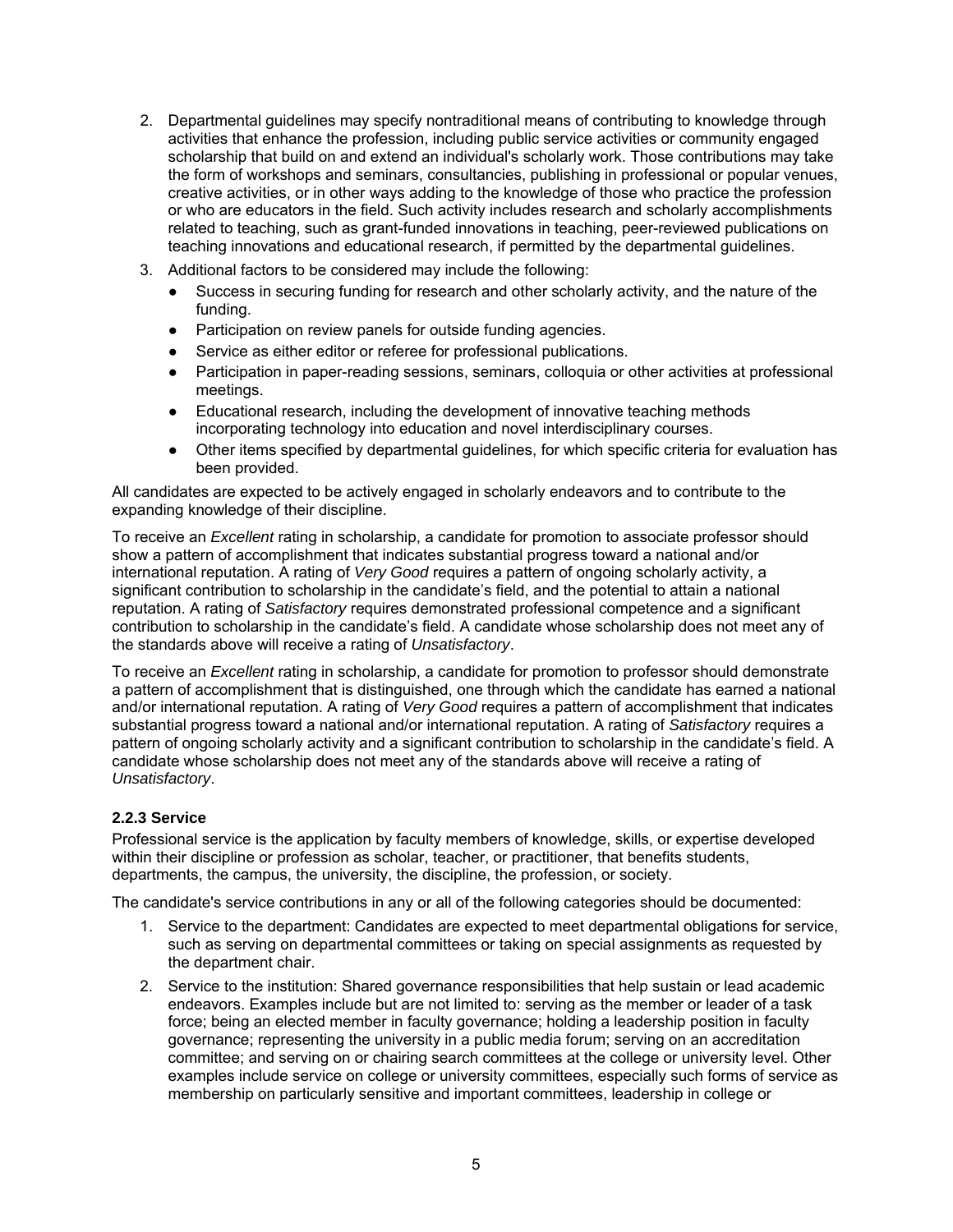2. Departmental guidelines may specify nontraditional means of contributing to knowledge through activities that enhance the profession, including public service activities or community engaged scholarship that build on and extend an individual's scholarly work. Those contributions may take the form of workshops and seminars, consultancies, publishing in professional or popular venues, creative activities, or in other ways adding to the knowledge of those who practice the profession or who are educators in the field. Such activity includes research and scholarly accomplishments related to teaching, such as grant-funded innovations in teaching, peer-reviewed publications on teaching innovations and educational research, if permitted by the departmental guidelines.
3. Additional factors to be considered may include the following:
   - Success in securing funding for research and other scholarly activity, and the nature of the funding.
   - Participation on review panels for outside funding agencies.
   - Service as either editor or referee for professional publications.
   - Participation in paper-reading sessions, seminars, colloquia or other activities at professional meetings.
   - Educational research, including the development of innovative teaching methods incorporating technology into education and novel interdisciplinary courses.
   - Other items specified by departmental guidelines, for which specific criteria for evaluation has been provided.

All candidates are expected to be actively engaged in scholarly endeavors and to contribute to the expanding knowledge of their discipline.

To receive an *Excellent* rating in scholarship, a candidate for promotion to associate professor should show a pattern of accomplishment that indicates substantial progress toward a national and/or international reputation. A rating of *Very Good* requires a pattern of ongoing scholarly activity, a significant contribution to scholarship in the candidate's field, and the potential to attain a national reputation. A rating of *Satisfactory* requires demonstrated professional competence and a significant contribution to scholarship in the candidate's field. A candidate whose scholarship does not meet any of the standards above will receive a rating of *Unsatisfactory*.

To receive an *Excellent* rating in scholarship, a candidate for promotion to professor should demonstrate a pattern of accomplishment that is distinguished, one through which the candidate has earned a national and/or international reputation. A rating of *Very Good* requires a pattern of accomplishment that indicates substantial progress toward a national and/or international reputation. A rating of *Satisfactory* requires a pattern of ongoing scholarly activity and a significant contribution to scholarship in the candidate's field. A candidate whose scholarship does not meet any of the standards above will receive a rating of *Unsatisfactory*.

#### 2.2.3 Service

Professional service is the application by faculty members of knowledge, skills, or expertise developed within their discipline or profession as scholar, teacher, or practitioner, that benefits students, departments, the campus, the university, the discipline, the profession, or society.

The candidate's service contributions in any or all of the following categories should be documented:

1. Service to the department: Candidates are expected to meet departmental obligations for service, such as serving on departmental committees or taking on special assignments as requested by the department chair.
2. Service to the institution: Shared governance responsibilities that help sustain or lead academic endeavors. Examples include but are not limited to: serving as the member or leader of a task force; being an elected member in faculty governance; holding a leadership position in faculty governance; representing the university in a public media forum; serving on an accreditation committee; and serving on or chairing search committees at the college or university level. Other examples include service on college or university committees, especially such forms of service as membership on particularly sensitive and important committees, leadership in college or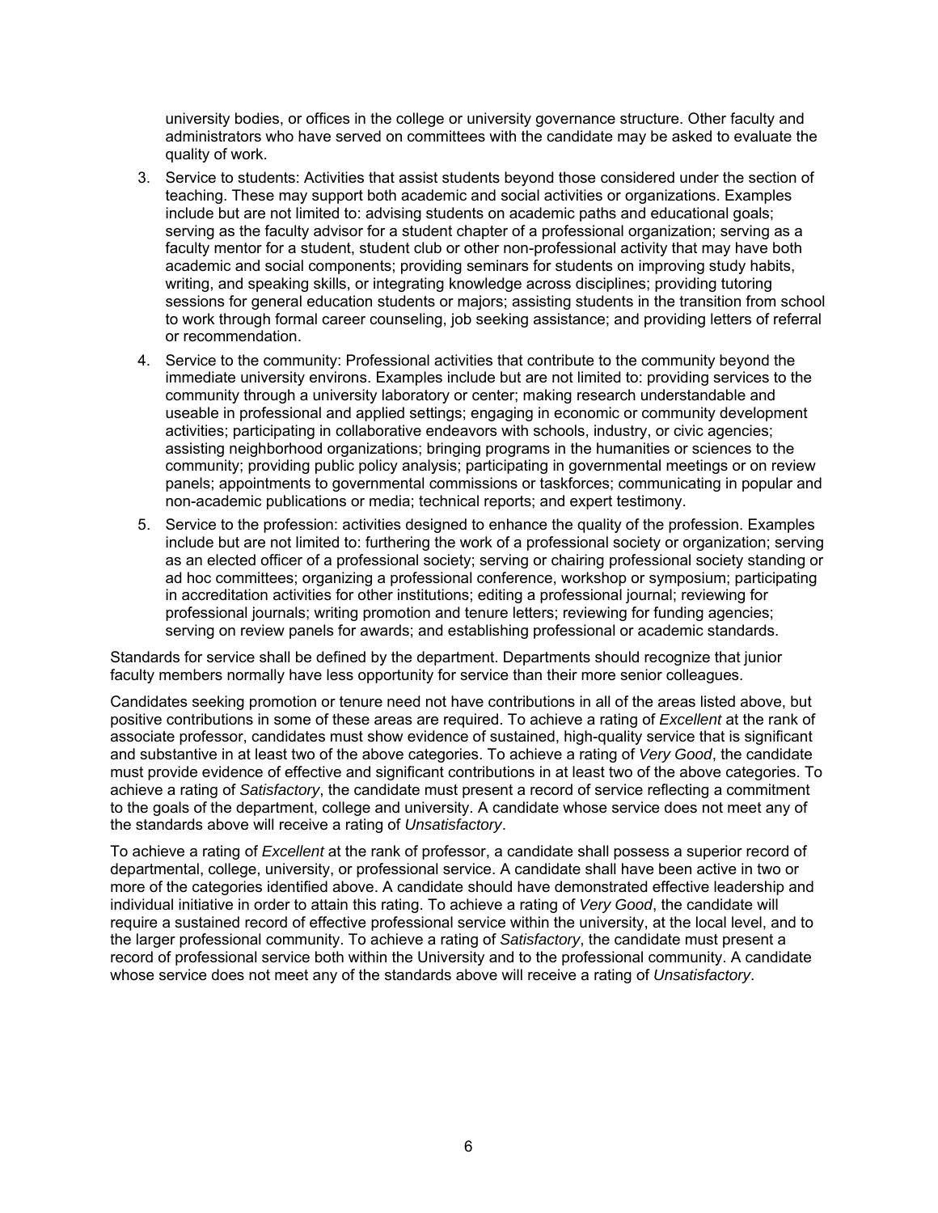university bodies, or offices in the college or university governance structure. Other faculty and administrators who have served on committees with the candidate may be asked to evaluate the quality of work.

3. Service to students: Activities that assist students beyond those considered under the section of teaching. These may support both academic and social activities or organizations. Examples include but are not limited to: advising students on academic paths and educational goals; serving as the faculty advisor for a student chapter of a professional organization; serving as a faculty mentor for a student, student club or other non-professional activity that may have both academic and social components; providing seminars for students on improving study habits, writing, and speaking skills, or integrating knowledge across disciplines; providing tutoring sessions for general education students or majors; assisting students in the transition from school to work through formal career counseling, job seeking assistance; and providing letters of referral or recommendation.
4. Service to the community: Professional activities that contribute to the community beyond the immediate university environs. Examples include but are not limited to: providing services to the community through a university laboratory or center; making research understandable and useable in professional and applied settings; engaging in economic or community development activities; participating in collaborative endeavors with schools, industry, or civic agencies; assisting neighborhood organizations; bringing programs in the humanities or sciences to the community; providing public policy analysis; participating in governmental meetings or on review panels; appointments to governmental commissions or taskforces; communicating in popular and non-academic publications or media; technical reports; and expert testimony.
5. Service to the profession: activities designed to enhance the quality of the profession. Examples include but are not limited to: furthering the work of a professional society or organization; serving as an elected officer of a professional society; serving or chairing professional society standing or ad hoc committees; organizing a professional conference, workshop or symposium; participating in accreditation activities for other institutions; editing a professional journal; reviewing for professional journals; writing promotion and tenure letters; reviewing for funding agencies; serving on review panels for awards; and establishing professional or academic standards.

Standards for service shall be defined by the department. Departments should recognize that junior faculty members normally have less opportunity for service than their more senior colleagues.

Candidates seeking promotion or tenure need not have contributions in all of the areas listed above, but positive contributions in some of these areas are required. To achieve a rating of *Excellent* at the rank of associate professor, candidates must show evidence of sustained, high-quality service that is significant and substantive in at least two of the above categories. To achieve a rating of *Very Good*, the candidate must provide evidence of effective and significant contributions in at least two of the above categories. To achieve a rating of *Satisfactory*, the candidate must present a record of service reflecting a commitment to the goals of the department, college and university. A candidate whose service does not meet any of the standards above will receive a rating of *Unsatisfactory*.

To achieve a rating of *Excellent* at the rank of professor, a candidate shall possess a superior record of departmental, college, university, or professional service. A candidate shall have been active in two or more of the categories identified above. A candidate should have demonstrated effective leadership and individual initiative in order to attain this rating. To achieve a rating of *Very Good*, the candidate will require a sustained record of effective professional service within the university, at the local level, and to the larger professional community. To achieve a rating of *Satisfactory*, the candidate must present a record of professional service both within the University and to the professional community. A candidate whose service does not meet any of the standards above will receive a rating of *Unsatisfactory*.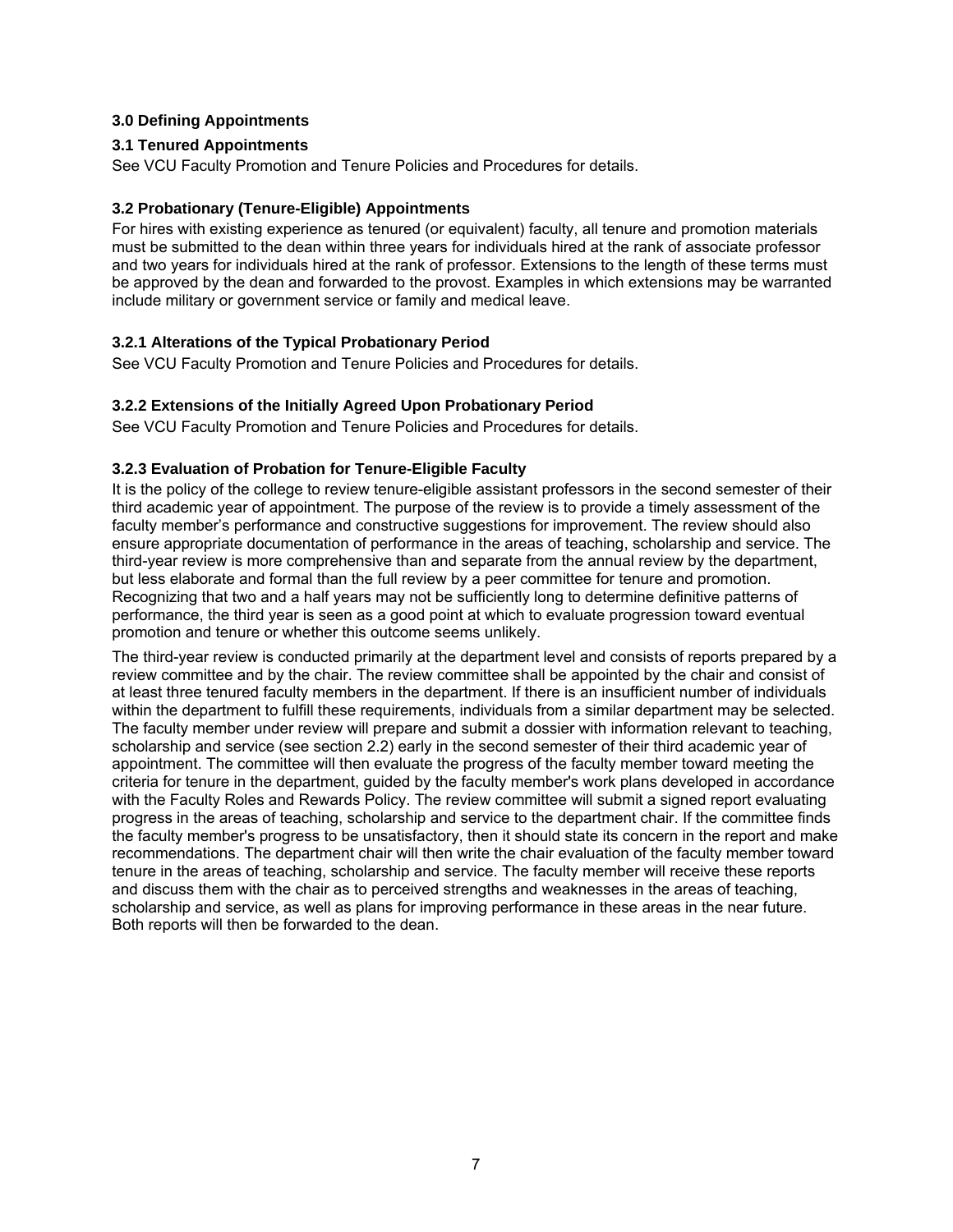## 3.0 Defining Appointments

### 3.1 Tenured Appointments

See VCU Faculty Promotion and Tenure Policies and Procedures for details.

### 3.2 Probationary (Tenure-Eligible) Appointments

For hires with existing experience as tenured (or equivalent) faculty, all tenure and promotion materials must be submitted to the dean within three years for individuals hired at the rank of associate professor and two years for individuals hired at the rank of professor. Extensions to the length of these terms must be approved by the dean and forwarded to the provost. Examples in which extensions may be warranted include military or government service or family and medical leave.

#### 3.2.1 Alterations of the Typical Probationary Period

See VCU Faculty Promotion and Tenure Policies and Procedures for details.

#### 3.2.2 Extensions of the Initially Agreed Upon Probationary Period

See VCU Faculty Promotion and Tenure Policies and Procedures for details.

#### 3.2.3 Evaluation of Probation for Tenure-Eligible Faculty

It is the policy of the college to review tenure-eligible assistant professors in the second semester of their third academic year of appointment. The purpose of the review is to provide a timely assessment of the faculty member's performance and constructive suggestions for improvement. The review should also ensure appropriate documentation of performance in the areas of teaching, scholarship and service. The third-year review is more comprehensive than and separate from the annual review by the department, but less elaborate and formal than the full review by a peer committee for tenure and promotion. Recognizing that two and a half years may not be sufficiently long to determine definitive patterns of performance, the third year is seen as a good point at which to evaluate progression toward eventual promotion and tenure or whether this outcome seems unlikely.

The third-year review is conducted primarily at the department level and consists of reports prepared by a review committee and by the chair. The review committee shall be appointed by the chair and consist of at least three tenured faculty members in the department. If there is an insufficient number of individuals within the department to fulfill these requirements, individuals from a similar department may be selected. The faculty member under review will prepare and submit a dossier with information relevant to teaching, scholarship and service (see section 2.2) early in the second semester of their third academic year of appointment. The committee will then evaluate the progress of the faculty member toward meeting the criteria for tenure in the department, guided by the faculty member's work plans developed in accordance with the Faculty Roles and Rewards Policy. The review committee will submit a signed report evaluating progress in the areas of teaching, scholarship and service to the department chair. If the committee finds the faculty member's progress to be unsatisfactory, then it should state its concern in the report and make recommendations. The department chair will then write the chair evaluation of the faculty member toward tenure in the areas of teaching, scholarship and service. The faculty member will receive these reports and discuss them with the chair as to perceived strengths and weaknesses in the areas of teaching, scholarship and service, as well as plans for improving performance in these areas in the near future. Both reports will then be forwarded to the dean.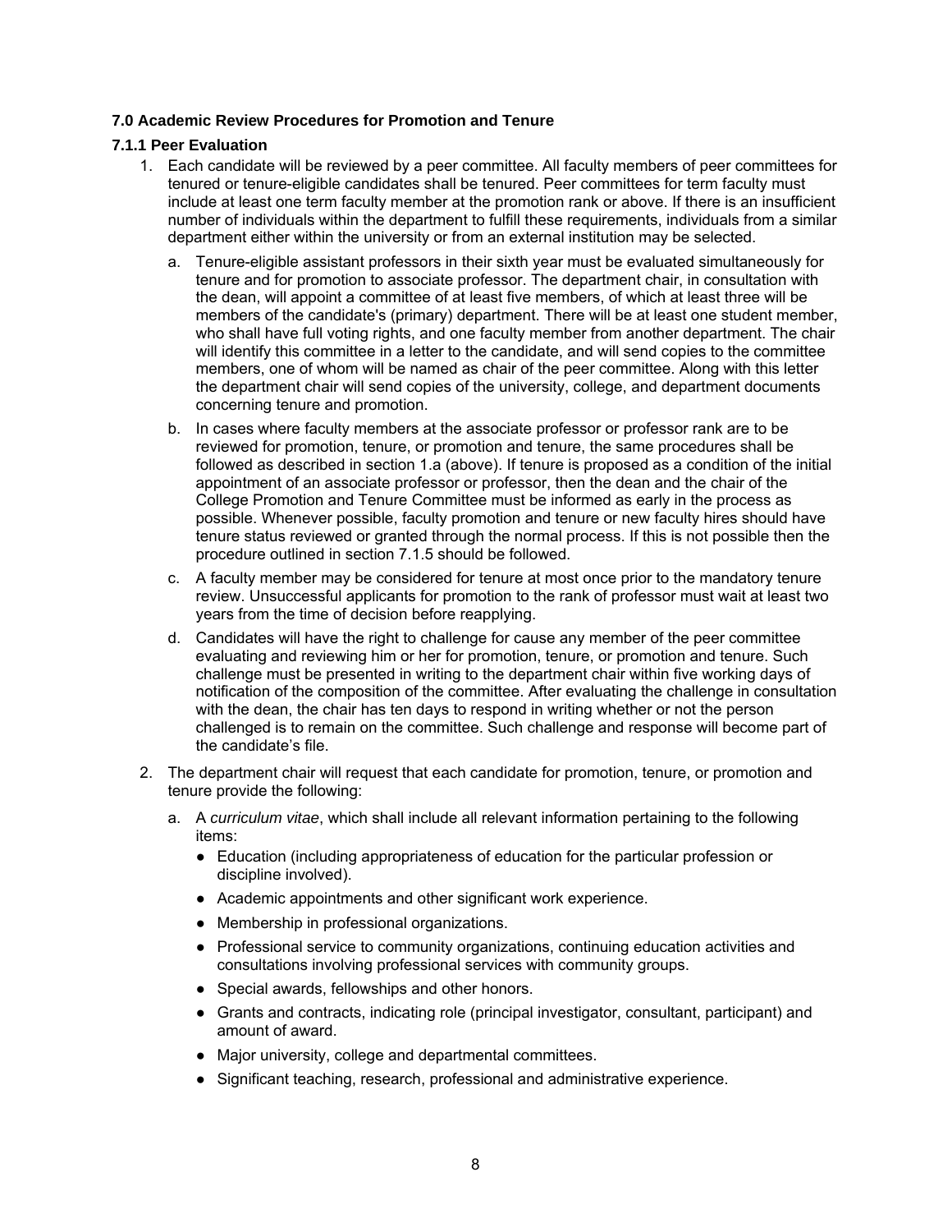### 7.0 Academic Review Procedures for Promotion and Tenure

#### 7.1.1 Peer Evaluation

1. Each candidate will be reviewed by a peer committee. All faculty members of peer committees for tenured or tenure-eligible candidates shall be tenured. Peer committees for term faculty must include at least one term faculty member at the promotion rank or above. If there is an insufficient number of individuals within the department to fulfill these requirements, individuals from a similar department either within the university or from an external institution may be selected.
   a. Tenure-eligible assistant professors in their sixth year must be evaluated simultaneously for tenure and for promotion to associate professor. The department chair, in consultation with the dean, will appoint a committee of at least five members, of which at least three will be members of the candidate's (primary) department. There will be at least one student member, who shall have full voting rights, and one faculty member from another department. The chair will identify this committee in a letter to the candidate, and will send copies to the committee members, one of whom will be named as chair of the peer committee. Along with this letter the department chair will send copies of the university, college, and department documents concerning tenure and promotion.
   b. In cases where faculty members at the associate professor or professor rank are to be reviewed for promotion, tenure, or promotion and tenure, the same procedures shall be followed as described in section 1.a (above). If tenure is proposed as a condition of the initial appointment of an associate professor or professor, then the dean and the chair of the College Promotion and Tenure Committee must be informed as early in the process as possible. Whenever possible, faculty promotion and tenure or new faculty hires should have tenure status reviewed or granted through the normal process. If this is not possible then the procedure outlined in section 7.1.5 should be followed.
   c. A faculty member may be considered for tenure at most once prior to the mandatory tenure review. Unsuccessful applicants for promotion to the rank of professor must wait at least two years from the time of decision before reapplying.
   d. Candidates will have the right to challenge for cause any member of the peer committee evaluating and reviewing him or her for promotion, tenure, or promotion and tenure. Such challenge must be presented in writing to the department chair within five working days of notification of the composition of the committee. After evaluating the challenge in consultation with the dean, the chair has ten days to respond in writing whether or not the person challenged is to remain on the committee. Such challenge and response will become part of the candidate's file.
2. The department chair will request that each candidate for promotion, tenure, or promotion and tenure provide the following:
   a. A *curriculum vitae*, which shall include all relevant information pertaining to the following items:
      - Education (including appropriateness of education for the particular profession or discipline involved).
      - Academic appointments and other significant work experience.
      - Membership in professional organizations.
      - Professional service to community organizations, continuing education activities and consultations involving professional services with community groups.
      - Special awards, fellowships and other honors.
      - Grants and contracts, indicating role (principal investigator, consultant, participant) and amount of award.
      - Major university, college and departmental committees.
      - Significant teaching, research, professional and administrative experience.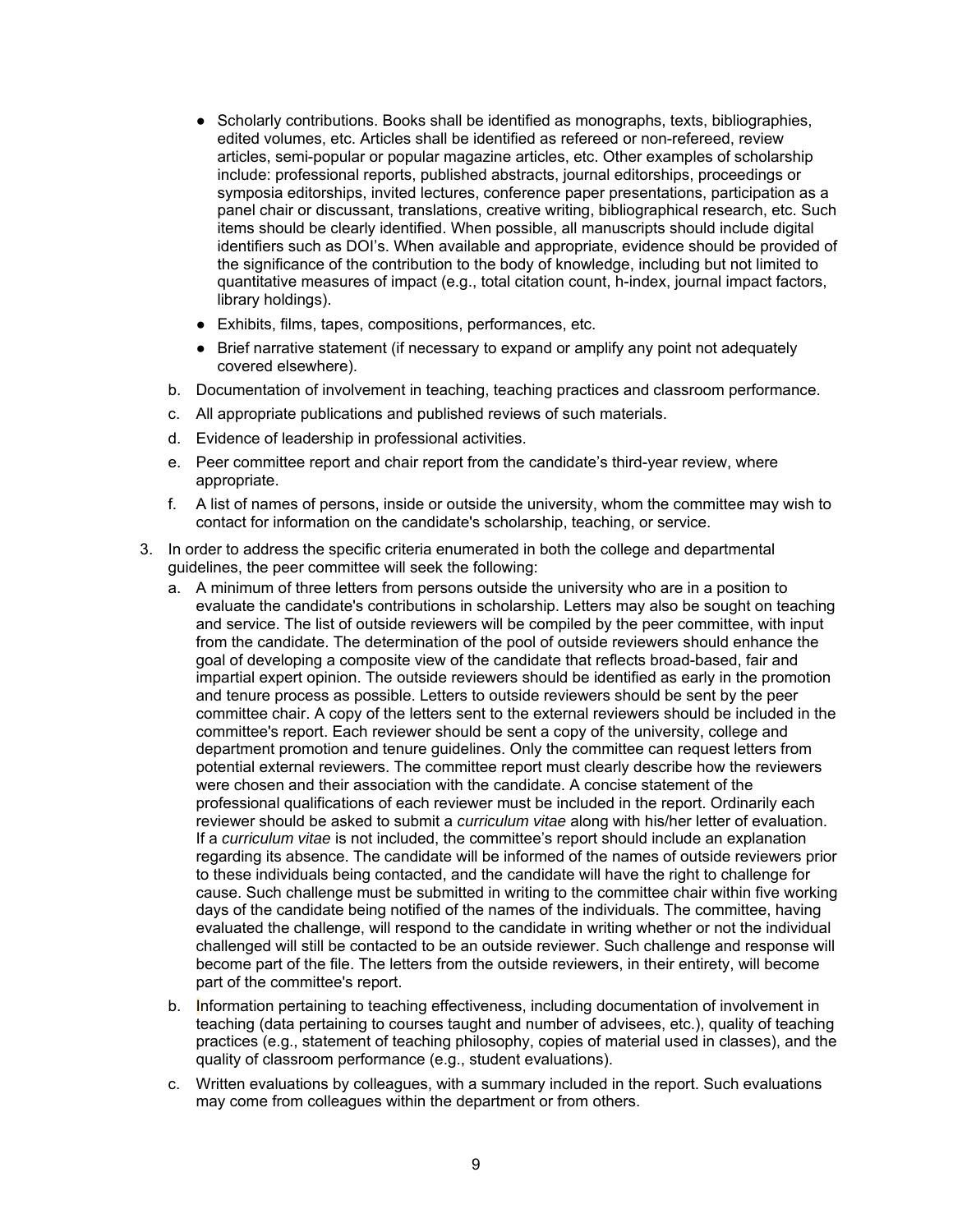- Scholarly contributions. Books shall be identified as monographs, texts, bibliographies, edited volumes, etc. Articles shall be identified as refereed or non-refereed, review articles, semi-popular or popular magazine articles, etc. Other examples of scholarship include: professional reports, published abstracts, journal editorships, proceedings or symposia editorships, invited lectures, conference paper presentations, participation as a panel chair or discussant, translations, creative writing, bibliographical research, etc. Such items should be clearly identified. When possible, all manuscripts should include digital identifiers such as DOI's. When available and appropriate, evidence should be provided of the significance of the contribution to the body of knowledge, including but not limited to quantitative measures of impact (e.g., total citation count, h-index, journal impact factors, library holdings).
- Exhibits, films, tapes, compositions, performances, etc.
- Brief narrative statement (if necessary to expand or amplify any point not adequately covered elsewhere).

b. Documentation of involvement in teaching, teaching practices and classroom performance.

c. All appropriate publications and published reviews of such materials.

d. Evidence of leadership in professional activities.

e. Peer committee report and chair report from the candidate's third-year review, where appropriate.

f. A list of names of persons, inside or outside the university, whom the committee may wish to contact for information on the candidate's scholarship, teaching, or service.

3. In order to address the specific criteria enumerated in both the college and departmental guidelines, the peer committee will seek the following:

   a. A minimum of three letters from persons outside the university who are in a position to evaluate the candidate's contributions in scholarship. Letters may also be sought on teaching and service. The list of outside reviewers will be compiled by the peer committee, with input from the candidate. The determination of the pool of outside reviewers should enhance the goal of developing a composite view of the candidate that reflects broad-based, fair and impartial expert opinion. The outside reviewers should be identified as early in the promotion and tenure process as possible. Letters to outside reviewers should be sent by the peer committee chair. A copy of the letters sent to the external reviewers should be included in the committee's report. Each reviewer should be sent a copy of the university, college and department promotion and tenure guidelines. Only the committee can request letters from potential external reviewers. The committee report must clearly describe how the reviewers were chosen and their association with the candidate. A concise statement of the professional qualifications of each reviewer must be included in the report. Ordinarily each reviewer should be asked to submit a *curriculum vitae* along with his/her letter of evaluation. If a *curriculum vitae* is not included, the committee's report should include an explanation regarding its absence. The candidate will be informed of the names of outside reviewers prior to these individuals being contacted, and the candidate will have the right to challenge for cause. Such challenge must be submitted in writing to the committee chair within five working days of the candidate being notified of the names of the individuals. The committee, having evaluated the challenge, will respond to the candidate in writing whether or not the individual challenged will still be contacted to be an outside reviewer. Such challenge and response will become part of the file. The letters from the outside reviewers, in their entirety, will become part of the committee's report.

   b. Information pertaining to teaching effectiveness, including documentation of involvement in teaching (data pertaining to courses taught and number of advisees, etc.), quality of teaching practices (e.g., statement of teaching philosophy, copies of material used in classes), and the quality of classroom performance (e.g., student evaluations).

   c. Written evaluations by colleagues, with a summary included in the report. Such evaluations may come from colleagues within the department or from others.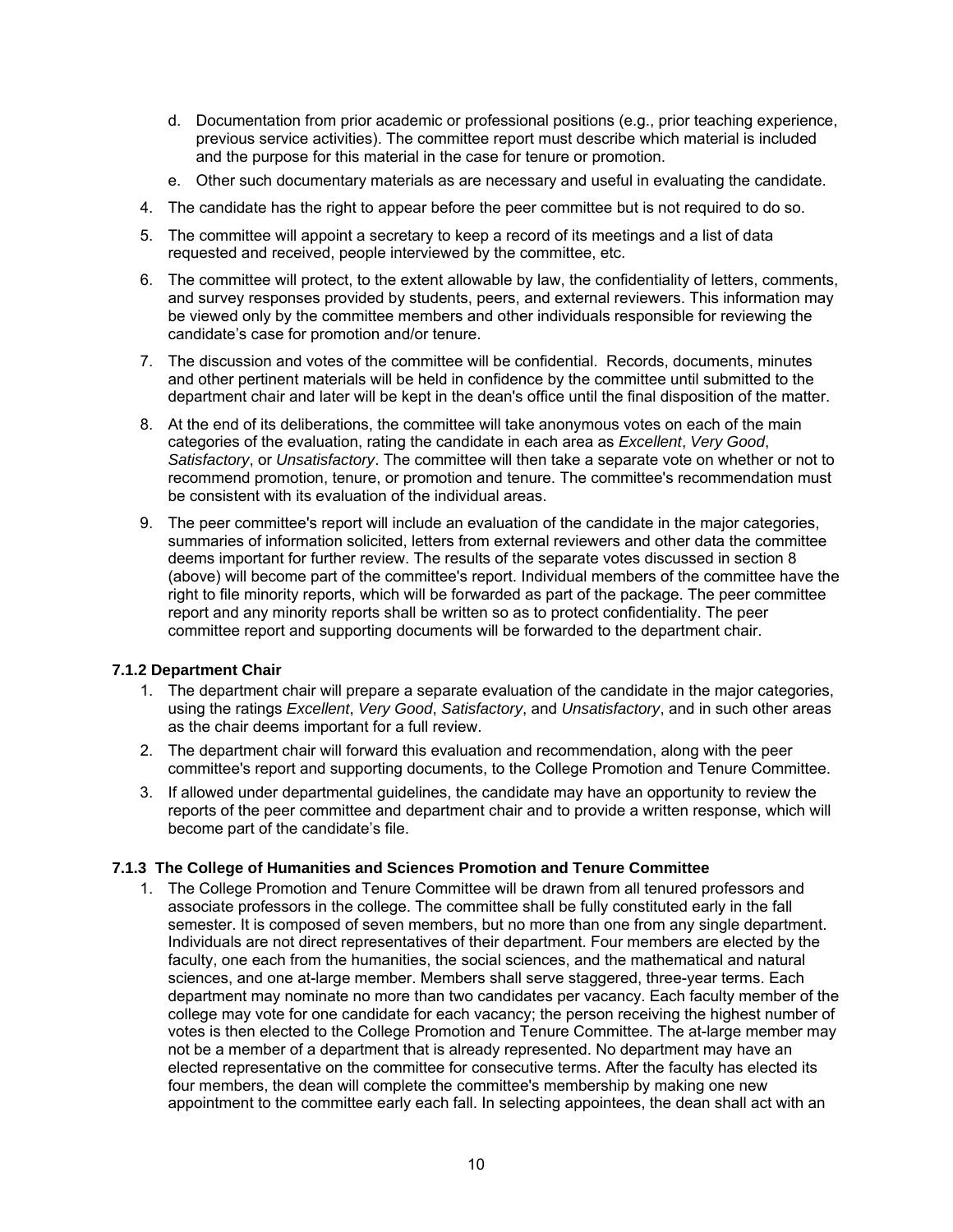d. Documentation from prior academic or professional positions (e.g., prior teaching experience, previous service activities). The committee report must describe which material is included and the purpose for this material in the case for tenure or promotion.

   e. Other such documentary materials as are necessary and useful in evaluating the candidate.

4. The candidate has the right to appear before the peer committee but is not required to do so.

5. The committee will appoint a secretary to keep a record of its meetings and a list of data requested and received, people interviewed by the committee, etc.

6. The committee will protect, to the extent allowable by law, the confidentiality of letters, comments, and survey responses provided by students, peers, and external reviewers. This information may be viewed only by the committee members and other individuals responsible for reviewing the candidate's case for promotion and/or tenure.

7. The discussion and votes of the committee will be confidential. Records, documents, minutes and other pertinent materials will be held in confidence by the committee until submitted to the department chair and later will be kept in the dean's office until the final disposition of the matter.

8. At the end of its deliberations, the committee will take anonymous votes on each of the main categories of the evaluation, rating the candidate in each area as *Excellent*, *Very Good*, *Satisfactory*, or *Unsatisfactory*. The committee will then take a separate vote on whether or not to recommend promotion, tenure, or promotion and tenure. The committee's recommendation must be consistent with its evaluation of the individual areas.

9. The peer committee's report will include an evaluation of the candidate in the major categories, summaries of information solicited, letters from external reviewers and other data the committee deems important for further review. The results of the separate votes discussed in section 8 (above) will become part of the committee's report. Individual members of the committee have the right to file minority reports, which will be forwarded as part of the package. The peer committee report and any minority reports shall be written so as to protect confidentiality. The peer committee report and supporting documents will be forwarded to the department chair.

#### 7.1.2 Department Chair

1. The department chair will prepare a separate evaluation of the candidate in the major categories, using the ratings *Excellent*, *Very Good*, *Satisfactory*, and *Unsatisfactory*, and in such other areas as the chair deems important for a full review.

2. The department chair will forward this evaluation and recommendation, along with the peer committee's report and supporting documents, to the College Promotion and Tenure Committee.

3. If allowed under departmental guidelines, the candidate may have an opportunity to review the reports of the peer committee and department chair and to provide a written response, which will become part of the candidate's file.

#### 7.1.3 The College of Humanities and Sciences Promotion and Tenure Committee

1. The College Promotion and Tenure Committee will be drawn from all tenured professors and associate professors in the college. The committee shall be fully constituted early in the fall semester. It is composed of seven members, but no more than one from any single department. Individuals are not direct representatives of their department. Four members are elected by the faculty, one each from the humanities, the social sciences, and the mathematical and natural sciences, and one at-large member. Members shall serve staggered, three-year terms. Each department may nominate no more than two candidates per vacancy. Each faculty member of the college may vote for one candidate for each vacancy; the person receiving the highest number of votes is then elected to the College Promotion and Tenure Committee. The at-large member may not be a member of a department that is already represented. No department may have an elected representative on the committee for consecutive terms. After the faculty has elected its four members, the dean will complete the committee's membership by making one new appointment to the committee early each fall. In selecting appointees, the dean shall act with an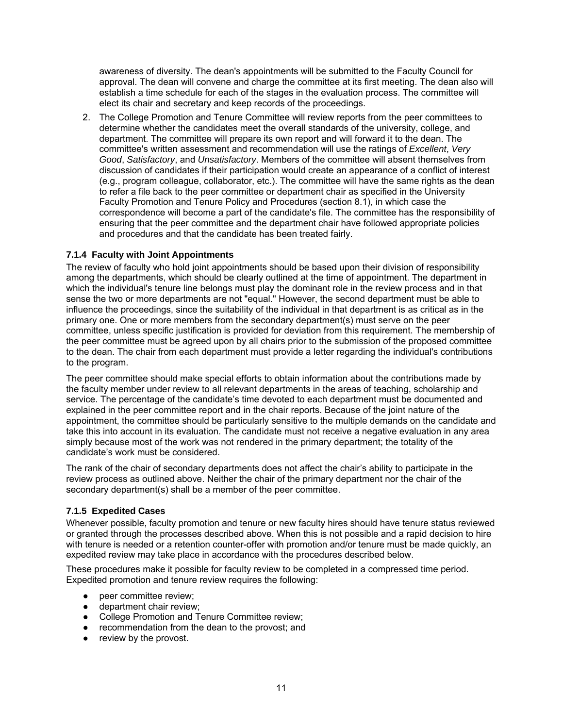awareness of diversity. The dean's appointments will be submitted to the Faculty Council for approval. The dean will convene and charge the committee at its first meeting. The dean also will establish a time schedule for each of the stages in the evaluation process. The committee will elect its chair and secretary and keep records of the proceedings.

2. The College Promotion and Tenure Committee will review reports from the peer committees to determine whether the candidates meet the overall standards of the university, college, and department. The committee will prepare its own report and will forward it to the dean. The committee's written assessment and recommendation will use the ratings of *Excellent*, *Very Good*, *Satisfactory*, and *Unsatisfactory*. Members of the committee will absent themselves from discussion of candidates if their participation would create an appearance of a conflict of interest (e.g., program colleague, collaborator, etc.). The committee will have the same rights as the dean to refer a file back to the peer committee or department chair as specified in the University Faculty Promotion and Tenure Policy and Procedures (section 8.1), in which case the correspondence will become a part of the candidate's file. The committee has the responsibility of ensuring that the peer committee and the department chair have followed appropriate policies and procedures and that the candidate has been treated fairly.

### 7.1.4 Faculty with Joint Appointments

The review of faculty who hold joint appointments should be based upon their division of responsibility among the departments, which should be clearly outlined at the time of appointment. The department in which the individual's tenure line belongs must play the dominant role in the review process and in that sense the two or more departments are not "equal." However, the second department must be able to influence the proceedings, since the suitability of the individual in that department is as critical as in the primary one. One or more members from the secondary department(s) must serve on the peer committee, unless specific justification is provided for deviation from this requirement. The membership of the peer committee must be agreed upon by all chairs prior to the submission of the proposed committee to the dean. The chair from each department must provide a letter regarding the individual's contributions to the program.

The peer committee should make special efforts to obtain information about the contributions made by the faculty member under review to all relevant departments in the areas of teaching, scholarship and service. The percentage of the candidate's time devoted to each department must be documented and explained in the peer committee report and in the chair reports. Because of the joint nature of the appointment, the committee should be particularly sensitive to the multiple demands on the candidate and take this into account in its evaluation. The candidate must not receive a negative evaluation in any area simply because most of the work was not rendered in the primary department; the totality of the candidate's work must be considered.

The rank of the chair of secondary departments does not affect the chair's ability to participate in the review process as outlined above. Neither the chair of the primary department nor the chair of the secondary department(s) shall be a member of the peer committee.

### 7.1.5 Expedited Cases

Whenever possible, faculty promotion and tenure or new faculty hires should have tenure status reviewed or granted through the processes described above. When this is not possible and a rapid decision to hire with tenure is needed or a retention counter-offer with promotion and/or tenure must be made quickly, an expedited review may take place in accordance with the procedures described below.

These procedures make it possible for faculty review to be completed in a compressed time period. Expedited promotion and tenure review requires the following:

- peer committee review;
- department chair review;
- College Promotion and Tenure Committee review;
- recommendation from the dean to the provost; and
- review by the provost.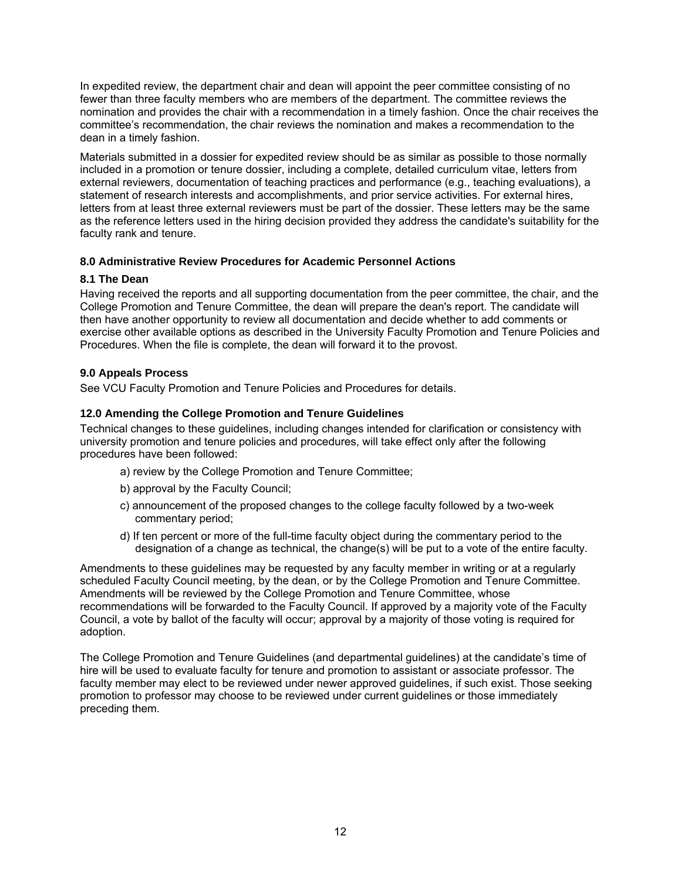In expedited review, the department chair and dean will appoint the peer committee consisting of no fewer than three faculty members who are members of the department. The committee reviews the nomination and provides the chair with a recommendation in a timely fashion. Once the chair receives the committee's recommendation, the chair reviews the nomination and makes a recommendation to the dean in a timely fashion.

Materials submitted in a dossier for expedited review should be as similar as possible to those normally included in a promotion or tenure dossier, including a complete, detailed curriculum vitae, letters from external reviewers, documentation of teaching practices and performance (e.g., teaching evaluations), a statement of research interests and accomplishments, and prior service activities. For external hires, letters from at least three external reviewers must be part of the dossier. These letters may be the same as the reference letters used in the hiring decision provided they address the candidate's suitability for the faculty rank and tenure.

### 8.0 Administrative Review Procedures for Academic Personnel Actions

#### 8.1 The Dean

Having received the reports and all supporting documentation from the peer committee, the chair, and the College Promotion and Tenure Committee, the dean will prepare the dean's report. The candidate will then have another opportunity to review all documentation and decide whether to add comments or exercise other available options as described in the University Faculty Promotion and Tenure Policies and Procedures. When the file is complete, the dean will forward it to the provost.

### 9.0 Appeals Process

See VCU Faculty Promotion and Tenure Policies and Procedures for details.

### 12.0 Amending the College Promotion and Tenure Guidelines

Technical changes to these guidelines, including changes intended for clarification or consistency with university promotion and tenure policies and procedures, will take effect only after the following procedures have been followed:

a) review by the College Promotion and Tenure Committee;

b) approval by the Faculty Council;

c) announcement of the proposed changes to the college faculty followed by a two-week commentary period;

d) If ten percent or more of the full-time faculty object during the commentary period to the designation of a change as technical, the change(s) will be put to a vote of the entire faculty.

Amendments to these guidelines may be requested by any faculty member in writing or at a regularly scheduled Faculty Council meeting, by the dean, or by the College Promotion and Tenure Committee. Amendments will be reviewed by the College Promotion and Tenure Committee, whose recommendations will be forwarded to the Faculty Council. If approved by a majority vote of the Faculty Council, a vote by ballot of the faculty will occur; approval by a majority of those voting is required for adoption.

The College Promotion and Tenure Guidelines (and departmental guidelines) at the candidate's time of hire will be used to evaluate faculty for tenure and promotion to assistant or associate professor. The faculty member may elect to be reviewed under newer approved guidelines, if such exist. Those seeking promotion to professor may choose to be reviewed under current guidelines or those immediately preceding them.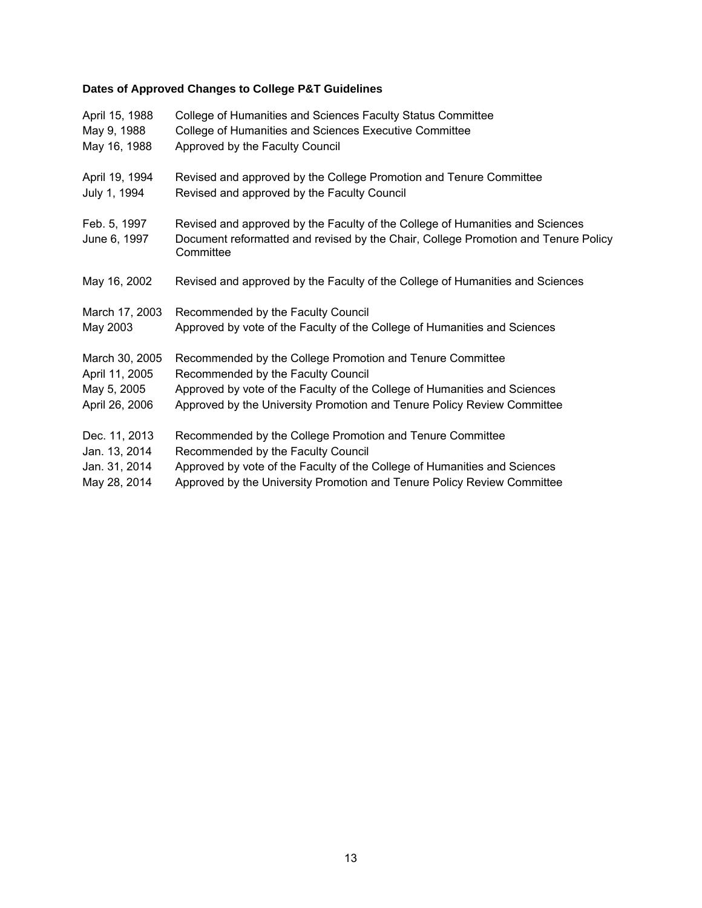### Dates of Approved Changes to College P&T Guidelines

| | |
|---|---|
| April 15, 1988 | College of Humanities and Sciences Faculty Status Committee |
| May 9, 1988 | College of Humanities and Sciences Executive Committee |
| May 16, 1988 | Approved by the Faculty Council |
| | |
| April 19, 1994 | Revised and approved by the College Promotion and Tenure Committee |
| July 1, 1994 | Revised and approved by the Faculty Council |
| | |
| Feb. 5, 1997 | Revised and approved by the Faculty of the College of Humanities and Sciences |
| June 6, 1997 | Document reformatted and revised by the Chair, College Promotion and Tenure Policy Committee |
| | |
| May 16, 2002 | Revised and approved by the Faculty of the College of Humanities and Sciences |
| | |
| March 17, 2003 | Recommended by the Faculty Council |
| May 2003 | Approved by vote of the Faculty of the College of Humanities and Sciences |
| | |
| March 30, 2005 | Recommended by the College Promotion and Tenure Committee |
| April 11, 2005 | Recommended by the Faculty Council |
| May 5, 2005 | Approved by vote of the Faculty of the College of Humanities and Sciences |
| April 26, 2006 | Approved by the University Promotion and Tenure Policy Review Committee |
| | |
| Dec. 11, 2013 | Recommended by the College Promotion and Tenure Committee |
| Jan. 13, 2014 | Recommended by the Faculty Council |
| Jan. 31, 2014 | Approved by vote of the Faculty of the College of Humanities and Sciences |
| May 28, 2014 | Approved by the University Promotion and Tenure Policy Review Committee |